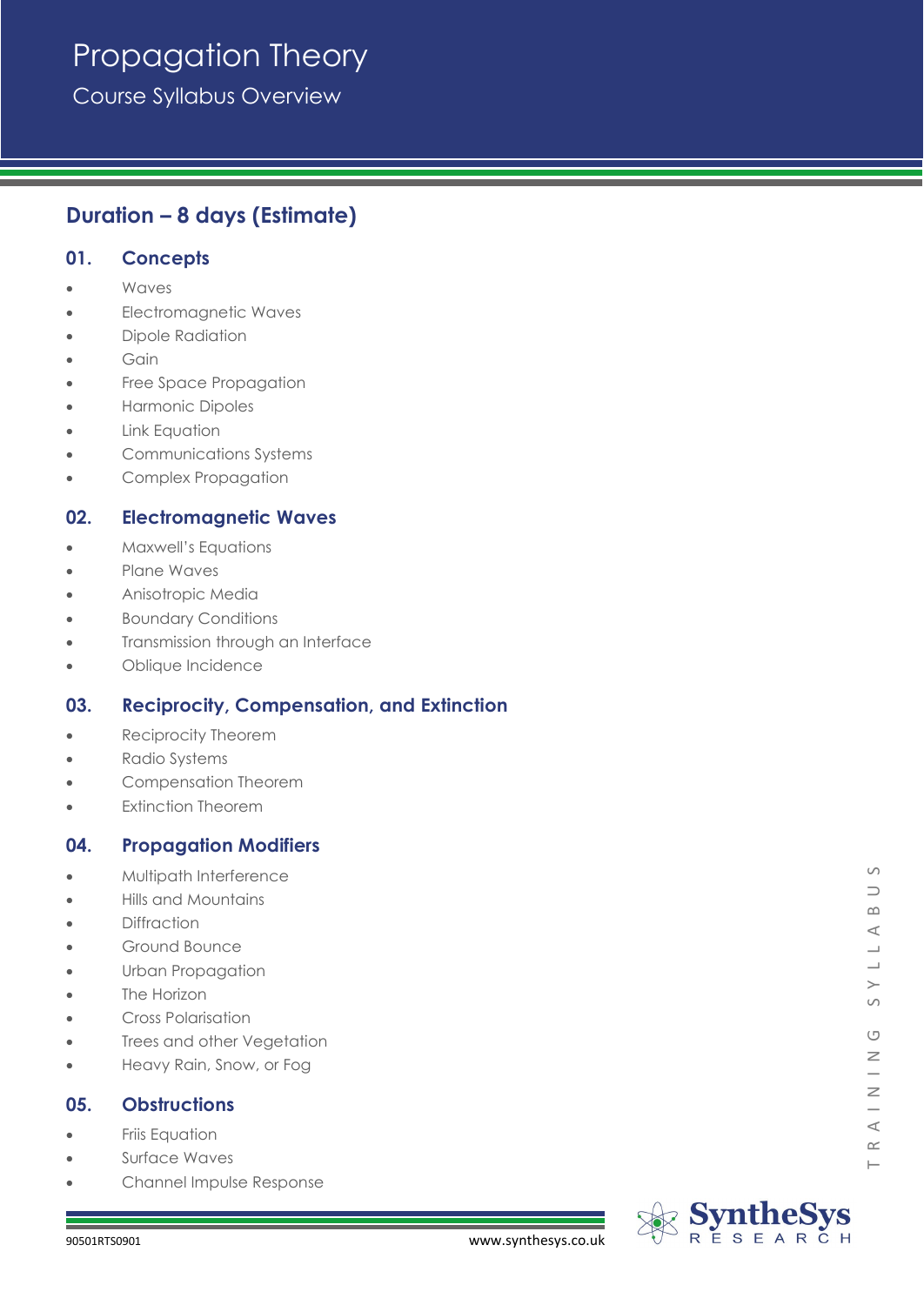# Propagation Theory

Course Syllabus Overview

## Duration – 8 days (Estimate)

### 01. Concepts

- Waves
- Electromagnetic Waves
- Dipole Radiation
- Gain
- Free Space Propagation
- Harmonic Dipoles
- Link Equation
- Communications Systems
- Complex Propagation

### 02. Electromagnetic Waves

- Maxwell's Equations
- Plane Waves
- Anisotropic Media
- Boundary Conditions
- Transmission through an Interface
- Oblique Incidence

### 03. Reciprocity, Compensation, and Extinction

- Reciprocity Theorem
- Radio Systems
- Compensation Theorem
- Extinction Theorem

### 04. Propagation Modifiers

- Multipath Interference
- Hills and Mountains
- Diffraction
- Ground Bounce
- Urban Propagation
- The Horizon
- Cross Polarisation
- Trees and other Vegetation
- Heavy Rain, Snow, or Fog

### 05. Obstructions

- Friis Equation
- Surface Waves
- Channel Impulse Response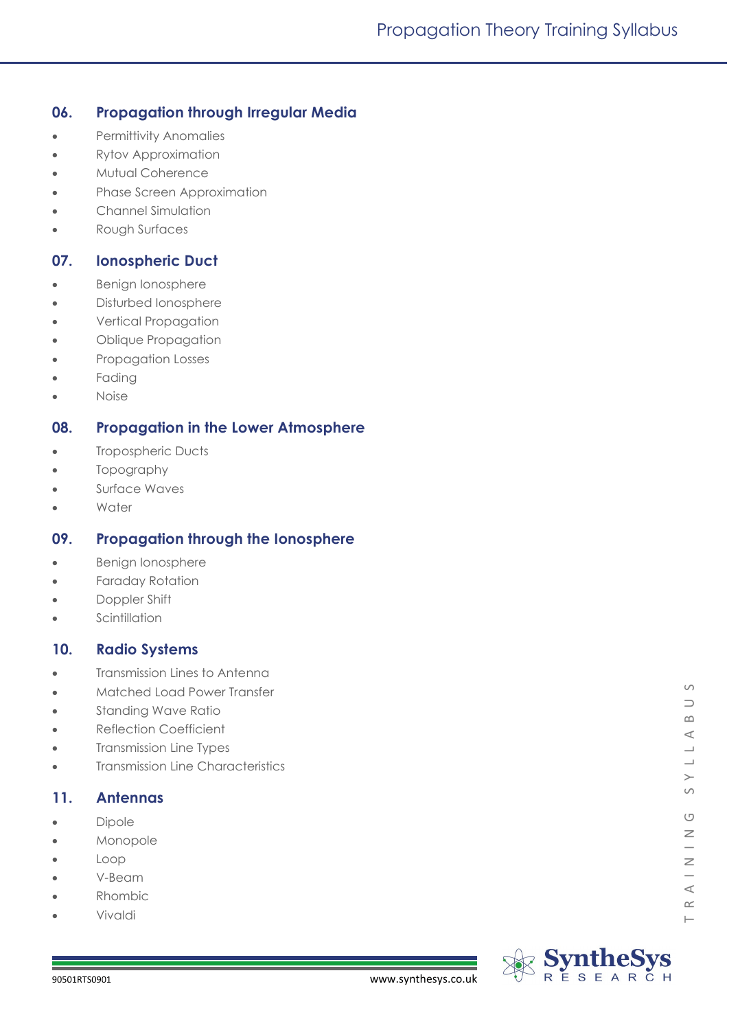## 06. Propagation through Irregular Media

- Permittivity Anomalies
- Rytov Approximation
- Mutual Coherence
- Phase Screen Approximation
- Channel Simulation
- Rough Surfaces

## 07. Ionospheric Duct

- Benign Ionosphere
- Disturbed Ionosphere
- Vertical Propagation
- Oblique Propagation
- Propagation Losses
- Fading
- Noise

## 08. Propagation in the Lower Atmosphere

- Tropospheric Ducts
- Topography
- Surface Waves
- Water

## 09. Propagation through the Ionosphere

- Benign Ionosphere
- Faraday Rotation
- Doppler Shift
- Scintillation

## 10. Radio Systems

- Transmission Lines to Antenna
- Matched Load Power Transfer
- Standing Wave Ratio
- Reflection Coefficient
- Transmission Line Types
- Transmission Line Characteristics

## 11. Antennas

- Dipole
- Monopole
- Loop
- V-Beam
- Rhombic
- Vivaldi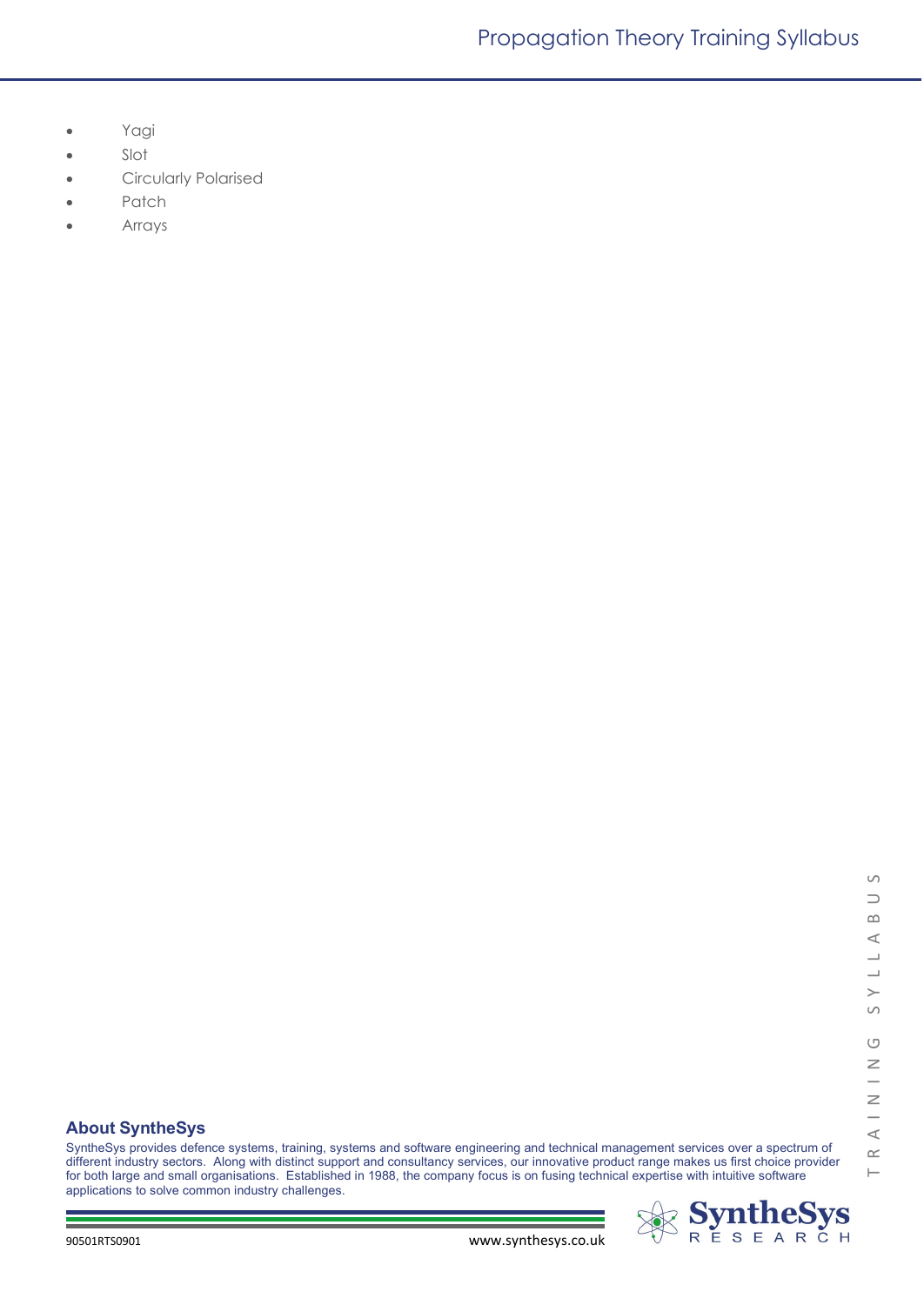- Yagi
- Slot
- Circularly Polarised
- Patch
- Arrays

## About SyntheSys

SyntheSys provides defence systems, training, systems and software engineering and technical management services over a spectrum of different industry sectors. Along with distinct support and consultancy services, our innovative product range makes us first choice provider for both large and small organisations. Established in 1988, the company focus is on fusing technical expertise with intuitive software applications to solve common industry challenges.

90501RTS0901

www.synthesys.co.uk